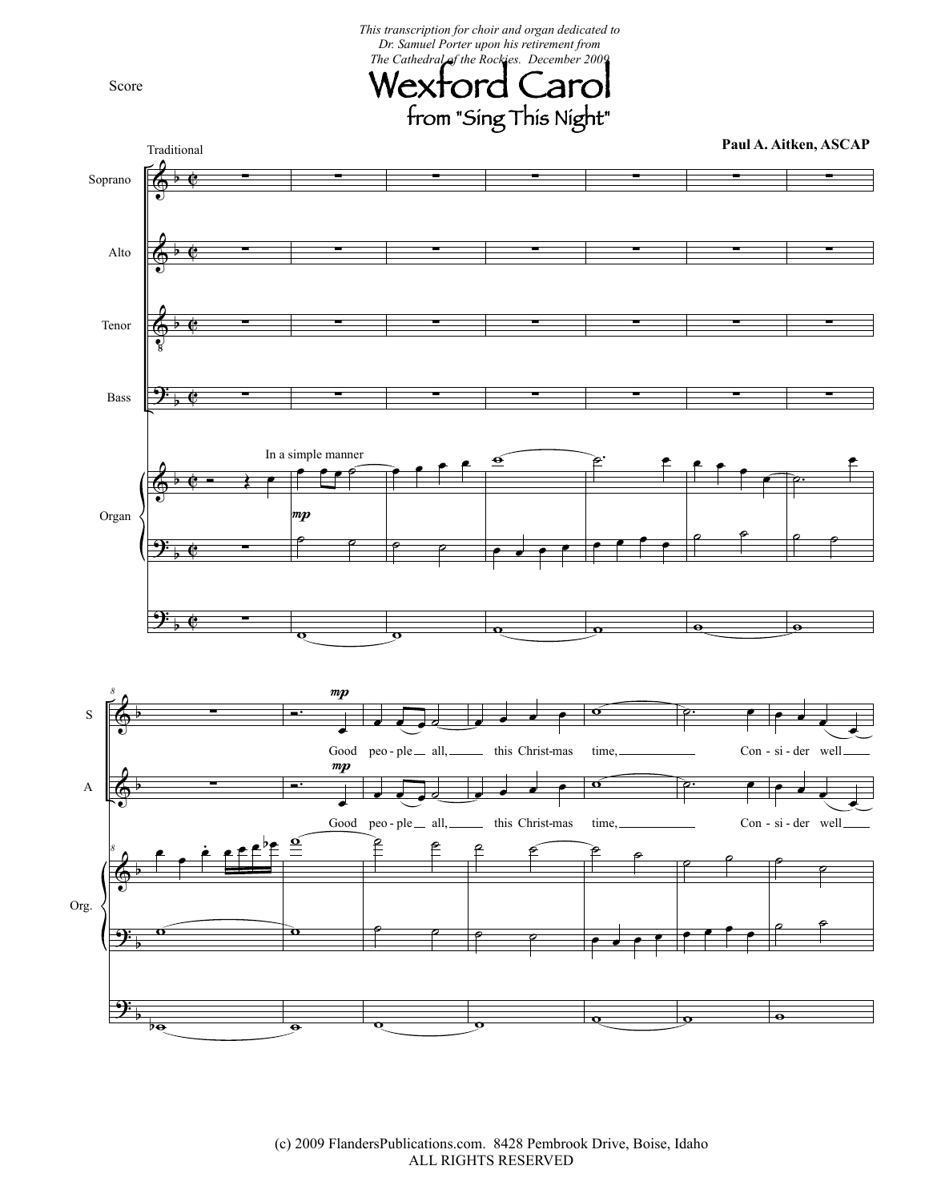*This transcription for choir and organ dedicated to Dr. Samuel Porter upon his retirement from The Cathedral of the Rockies. December 2009*

Score

# Wexford Carol

## from "Sing This Night"

Traditional

**Paul A. Aitken, ASCAP**

Soprano

Alto

Tenor

Bass

In a simple manner

*mp*

Organ

S

*mp*

Good peo - ple all, this Christ-mas time, Con - si - der well

A

*mp*

Good peo - ple all, this Christ-mas time, Con - si - der well

Org.

(c) 2009 FlandersPublications.com. 8428 Pembrook Drive, Boise, Idaho
ALL RIGHTS RESERVED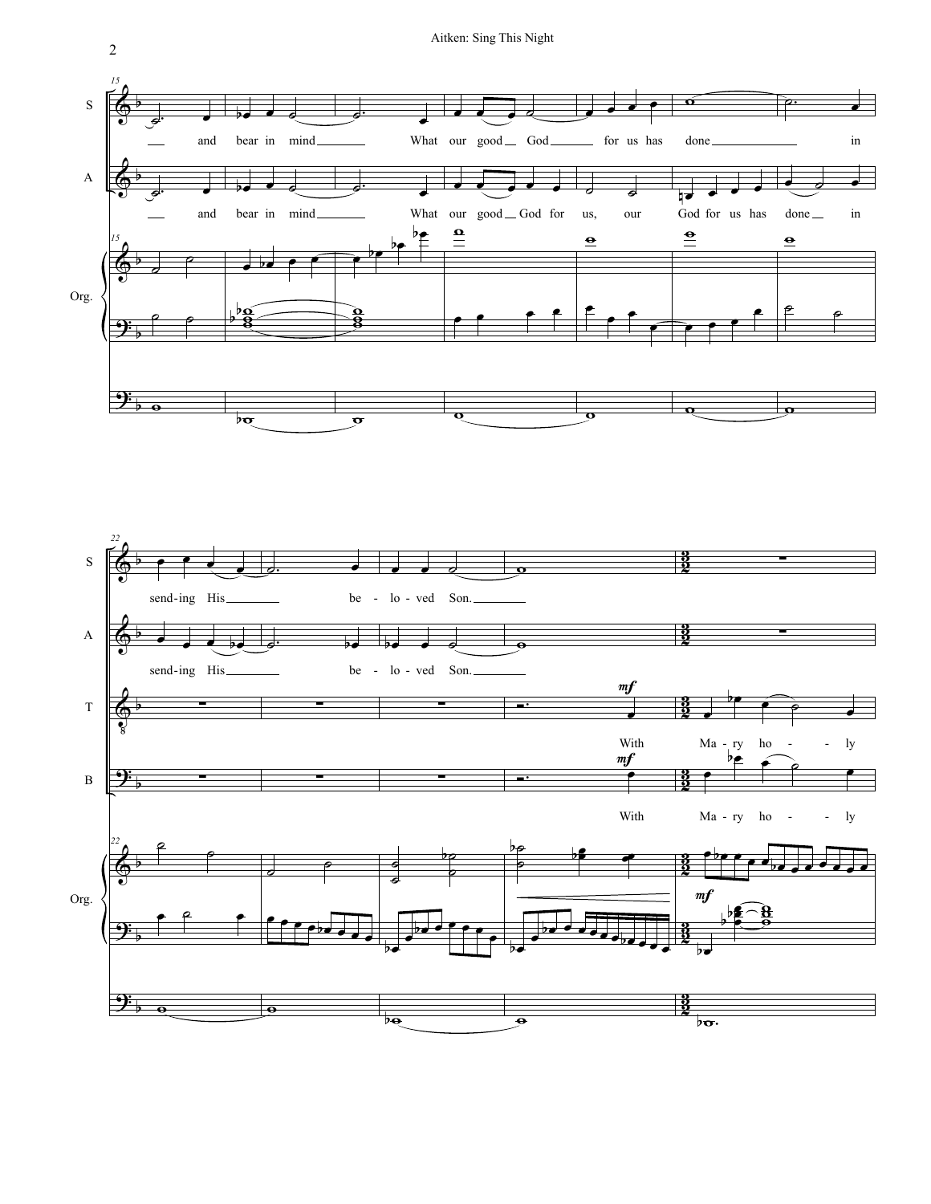S: and bear in mind What our good God for us has done in sending His be - lo - ved Son.

A: and bear in mind What our good God for us, our God for us has done in sending His be - lo - ved Son.

T: *mf* With Ma - ry ho - ly

B: *mf* With Ma - ry ho - ly

Org. *mf*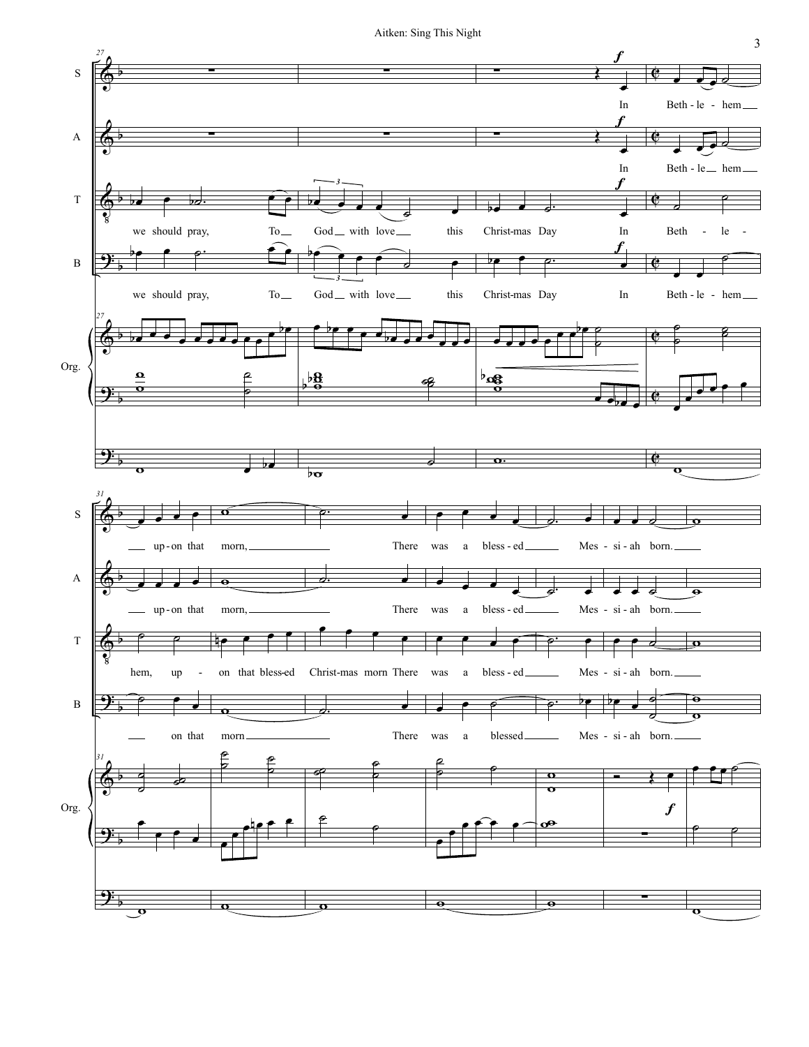S: In Beth - le - hem up - on that morn, There was a bless - ed Mes - si - ah born.

A: In Beth - le hem up - on that morn, There was a bless - ed Mes - si - ah born.

T: we should pray, To God with love this Christ-mas Day In Beth - le - hem, up - on that bless-ed Christ-mas morn There was a bless - ed Mes - si - ah born.

B: we should pray, To God with love this Christ-mas Day In Beth - le - hem on that morn There was a blessed Mes - si - ah born.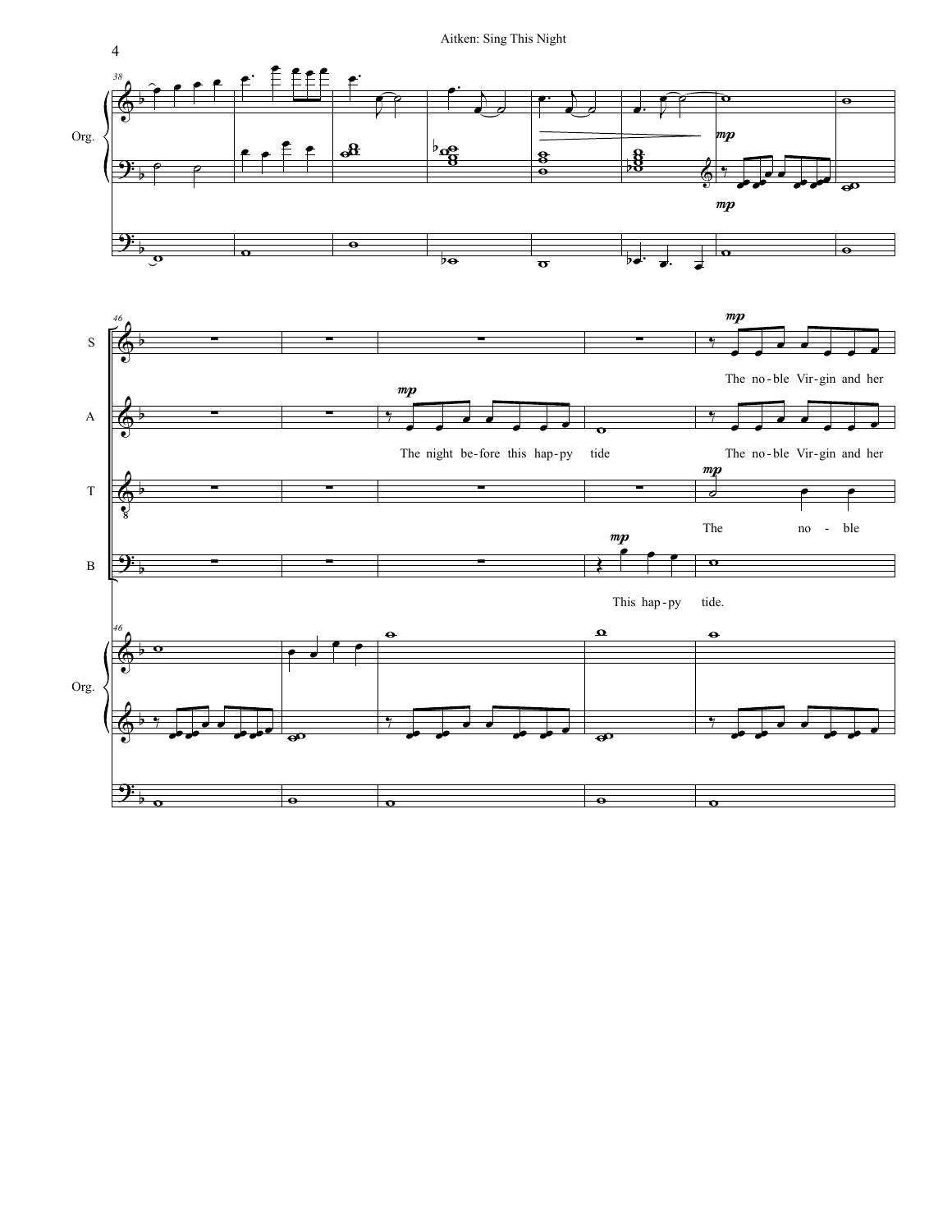Org.

S

A

T

B

mp

The no-ble Vir-gin and her

The night be-fore this hap-py tide

The no-ble Vir-gin and her

The no - ble

This hap-py tide.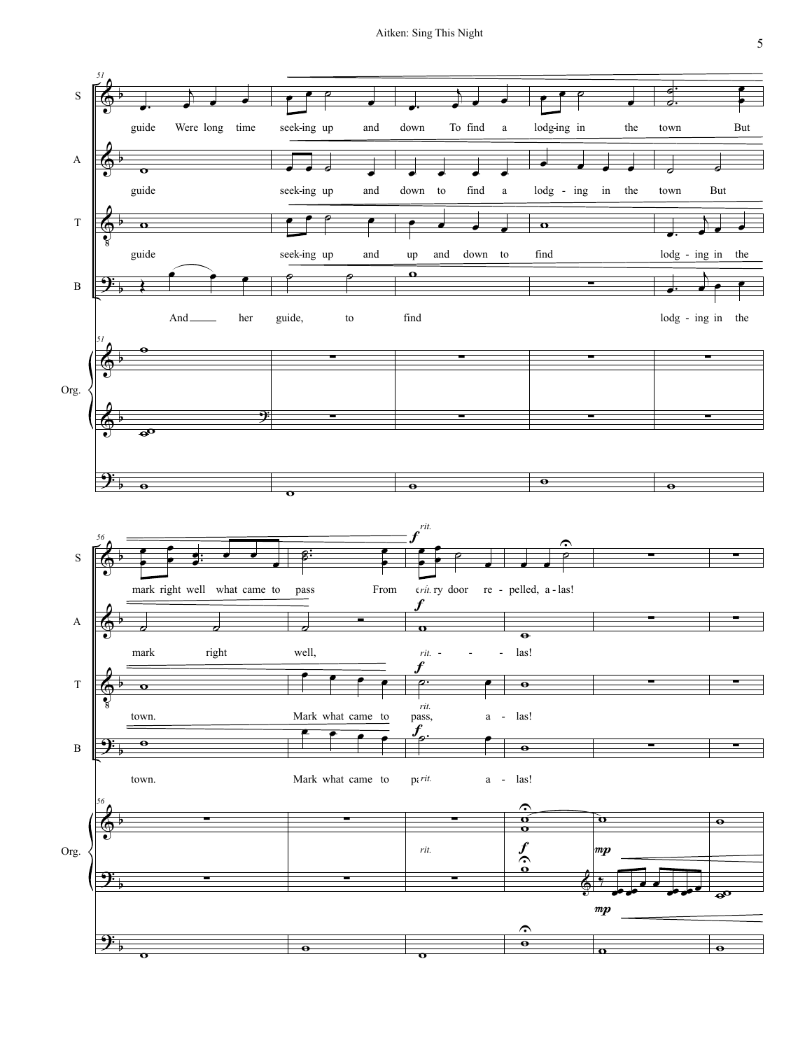**S**
guide Were long time seek-ing up and down To find a lodg-ing in the town But mark right well what came to pass From ev-ry door re - pelled, a - las!

**A**
guide seek-ing up and down to find a lodg - ing in the town But mark right well, a - - - las!

**T**
guide seek-ing up and up and down to find lodg - ing in the town. Mark what came to pass, a - las!

**B**
And her guide, to find lodg - ing in the town. Mark what came to pass, a - las!

**Org.**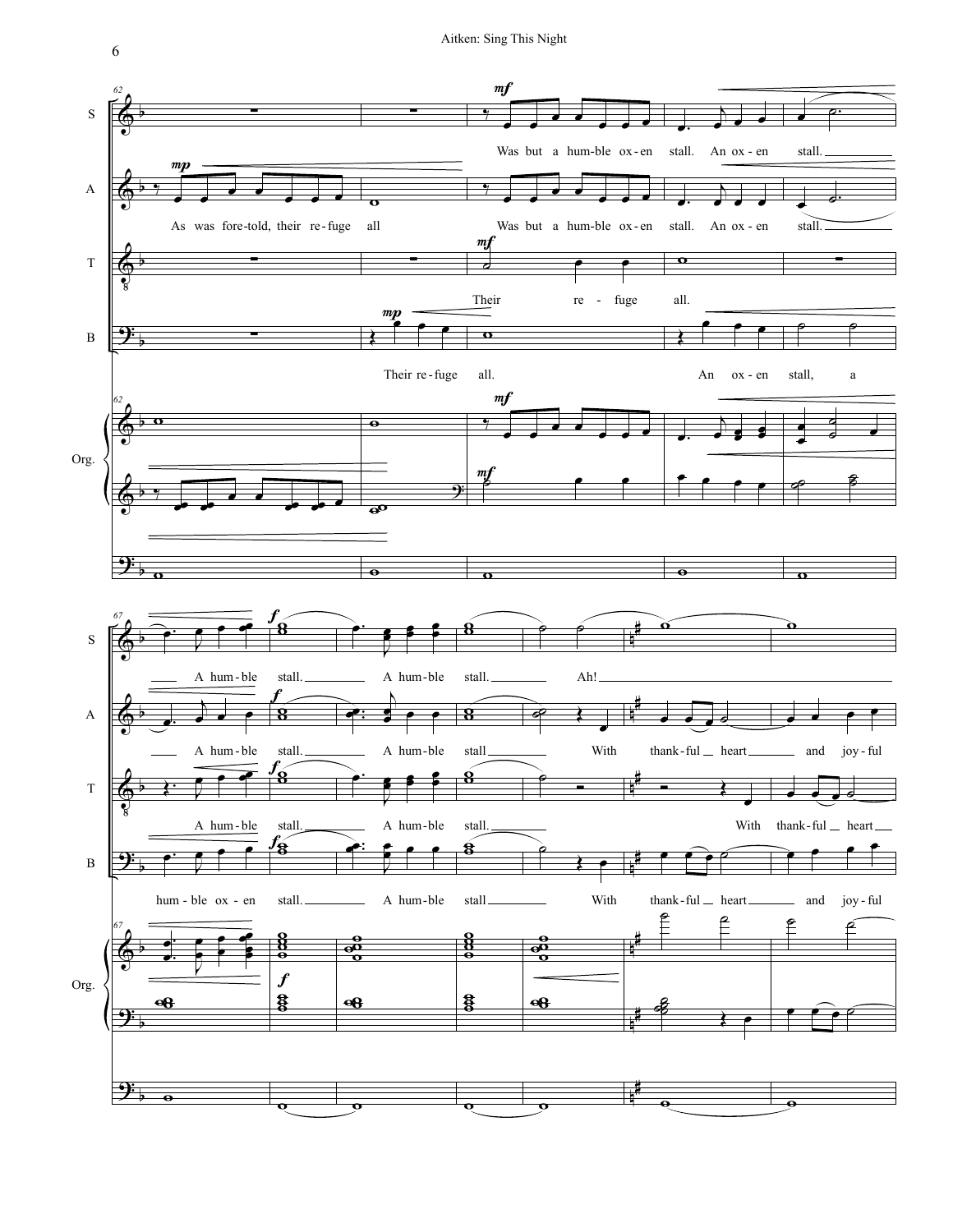S: Was but a hum-ble ox-en stall. An ox-en stall. A hum-ble stall. A hum-ble stall. Ah!

A: As was fore-told, their re-fuge all Was but a hum-ble ox-en stall. An ox-en stall. A hum-ble stall. A hum-ble stall With thank-ful heart and joy-ful

T: Their re-fuge all. A hum-ble stall. A hum-ble stall. With thank-ful heart

B: Their re-fuge all. An ox-en stall, a hum-ble ox-en stall. A hum-ble stall With thank-ful heart and joy-ful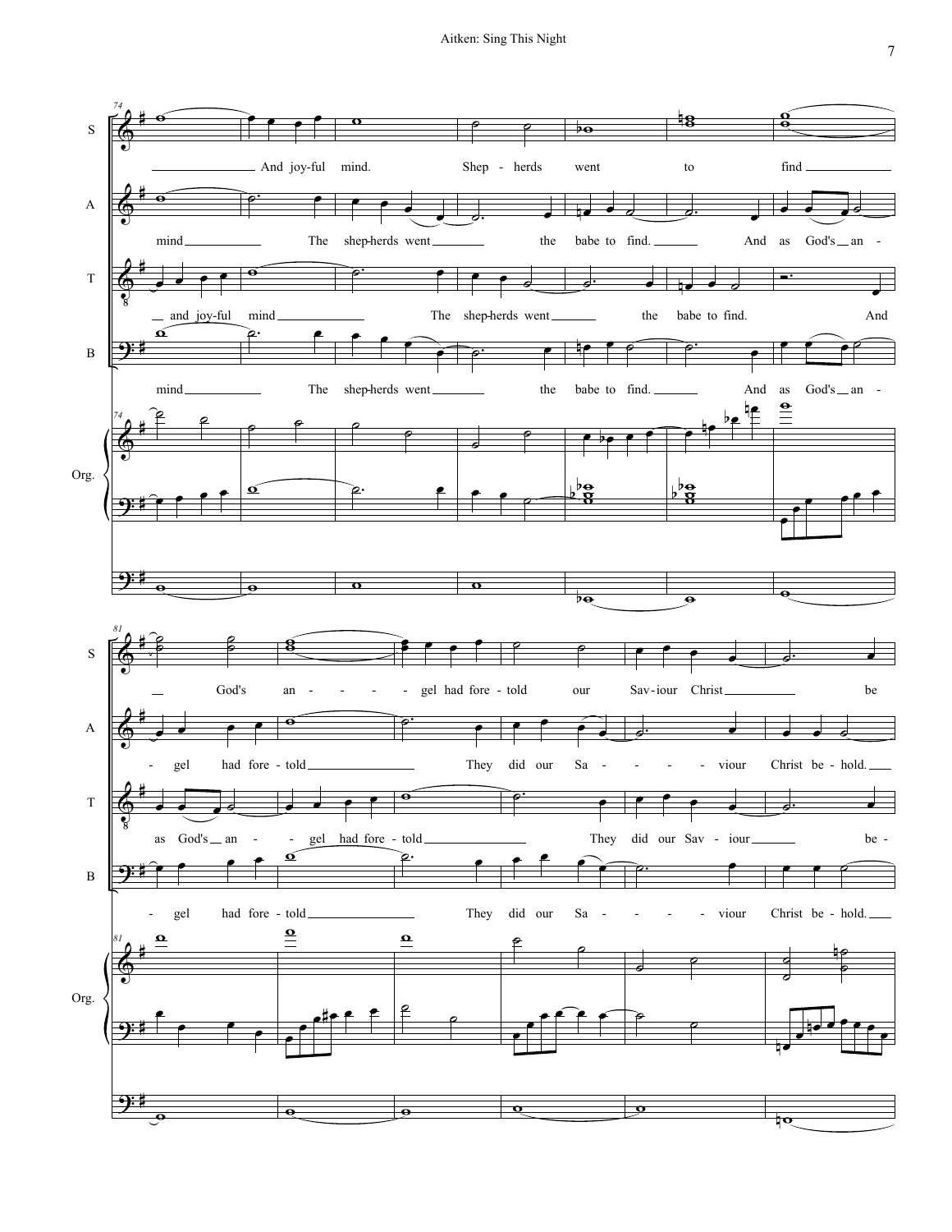S: And joy-ful mind. Shep - herds went to find God's an - - - - - gel had fore - told our Sav-iour Christ be

A: mind The shep-herds went the babe to find. And as God's an - gel had fore - told They did our Sa - - - - - viour Christ be - hold.

T: and joy-ful mind The shep-herds went the babe to find. And as God's an - gel had fore - told They did our Sav - iour be -

B: mind The shep-herds went the babe to find. And as God's an - gel had fore - told They did our Sa - - - - - viour Christ be - hold.

Org.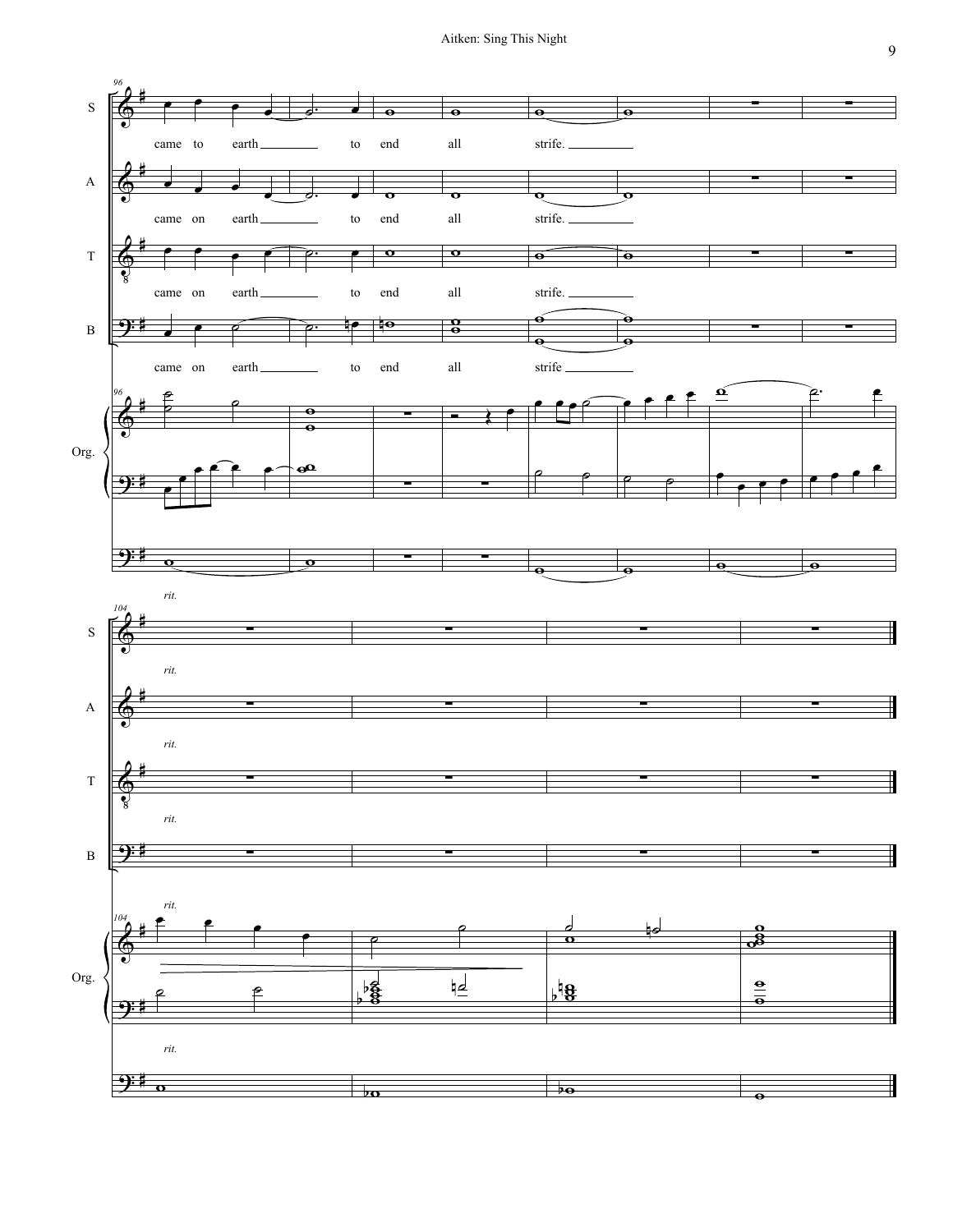96

S: came to earth to end all strife.

A: came on earth to end all strife.

T: came on earth to end all strife.

B: came on earth to end all strife

Org.

104

*rit.*